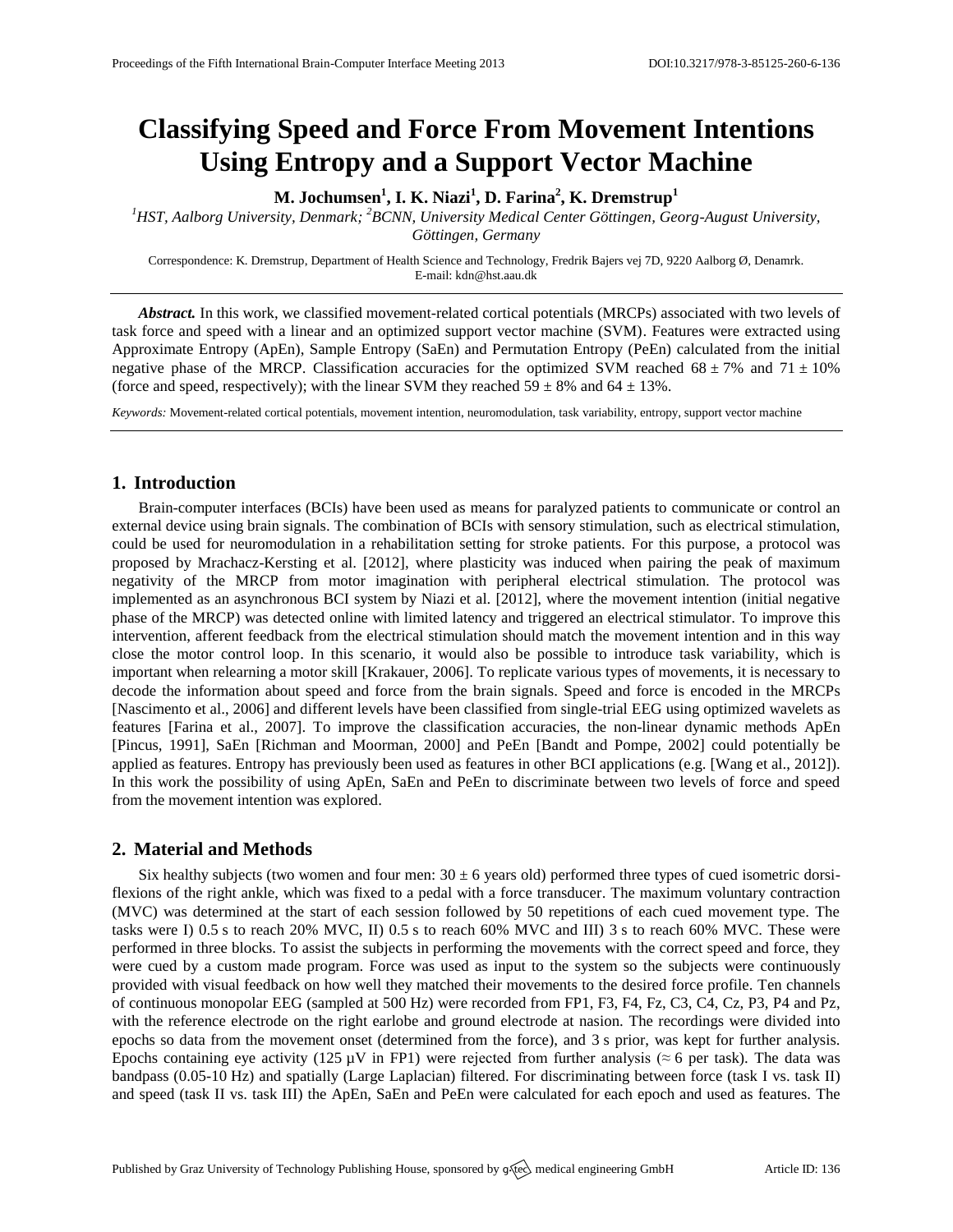# Classifying Speed and Force From Movement Intentions Using Entropy and a Support Vector Machine

**M. Jochumsen[1], I. K. Niazi[1], D. Farina[2], K. Dremstrup[1]**

*[1]HST, Aalborg University, Denmark; [2]BCNN, University Medical Center Göttingen, Georg-August University, Göttingen, Germany*

Correspondence: K. Dremstrup, Department of Health Science and Technology, Fredrik Bajers vej 7D, 9220 Aalborg Ø, Denamrk. E-mail: kdn@hst.aau.dk

***Abstract.*** In this work, we classified movement-related cortical potentials (MRCPs) associated with two levels of task force and speed with a linear and an optimized support vector machine (SVM). Features were extracted using Approximate Entropy (ApEn), Sample Entropy (SaEn) and Permutation Entropy (PeEn) calculated from the initial negative phase of the MRCP. Classification accuracies for the optimized SVM reached $68 \pm 7\%$ and $71 \pm 10\%$ (force and speed, respectively); with the linear SVM they reached $59 \pm 8\%$ and $64 \pm 13\%$.

*Keywords:* Movement-related cortical potentials, movement intention, neuromodulation, task variability, entropy, support vector machine

## 1. Introduction

Brain-computer interfaces (BCIs) have been used as means for paralyzed patients to communicate or control an external device using brain signals. The combination of BCIs with sensory stimulation, such as electrical stimulation, could be used for neuromodulation in a rehabilitation setting for stroke patients. For this purpose, a protocol was proposed by Mrachacz-Kersting et al. [2012], where plasticity was induced when pairing the peak of maximum negativity of the MRCP from motor imagination with peripheral electrical stimulation. The protocol was implemented as an asynchronous BCI system by Niazi et al. [2012], where the movement intention (initial negative phase of the MRCP) was detected online with limited latency and triggered an electrical stimulator. To improve this intervention, afferent feedback from the electrical stimulation should match the movement intention and in this way close the motor control loop. In this scenario, it would also be possible to introduce task variability, which is important when relearning a motor skill [Krakauer, 2006]. To replicate various types of movements, it is necessary to decode the information about speed and force from the brain signals. Speed and force is encoded in the MRCPs [Nascimento et al., 2006] and different levels have been classified from single-trial EEG using optimized wavelets as features [Farina et al., 2007]. To improve the classification accuracies, the non-linear dynamic methods ApEn [Pincus, 1991], SaEn [Richman and Moorman, 2000] and PeEn [Bandt and Pompe, 2002] could potentially be applied as features. Entropy has previously been used as features in other BCI applications (e.g. [Wang et al., 2012]). In this work the possibility of using ApEn, SaEn and PeEn to discriminate between two levels of force and speed from the movement intention was explored.

## 2. Material and Methods

Six healthy subjects (two women and four men: $30 \pm 6$ years old) performed three types of cued isometric dorsi-flexions of the right ankle, which was fixed to a pedal with a force transducer. The maximum voluntary contraction (MVC) was determined at the start of each session followed by 50 repetitions of each cued movement type. The tasks were I) 0.5 s to reach 20% MVC, II) 0.5 s to reach 60% MVC and III) 3 s to reach 60% MVC. These were performed in three blocks. To assist the subjects in performing the movements with the correct speed and force, they were cued by a custom made program. Force was used as input to the system so the subjects were continuously provided with visual feedback on how well they matched their movements to the desired force profile. Ten channels of continuous monopolar EEG (sampled at 500 Hz) were recorded from FP1, F3, F4, Fz, C3, C4, Cz, P3, P4 and Pz, with the reference electrode on the right earlobe and ground electrode at nasion. The recordings were divided into epochs so data from the movement onset (determined from the force), and 3 s prior, was kept for further analysis. Epochs containing eye activity (125 µV in FP1) were rejected from further analysis ($\approx 6$ per task). The data was bandpass (0.05-10 Hz) and spatially (Large Laplacian) filtered. For discriminating between force (task I vs. task II) and speed (task II vs. task III) the ApEn, SaEn and PeEn were calculated for each epoch and used as features. The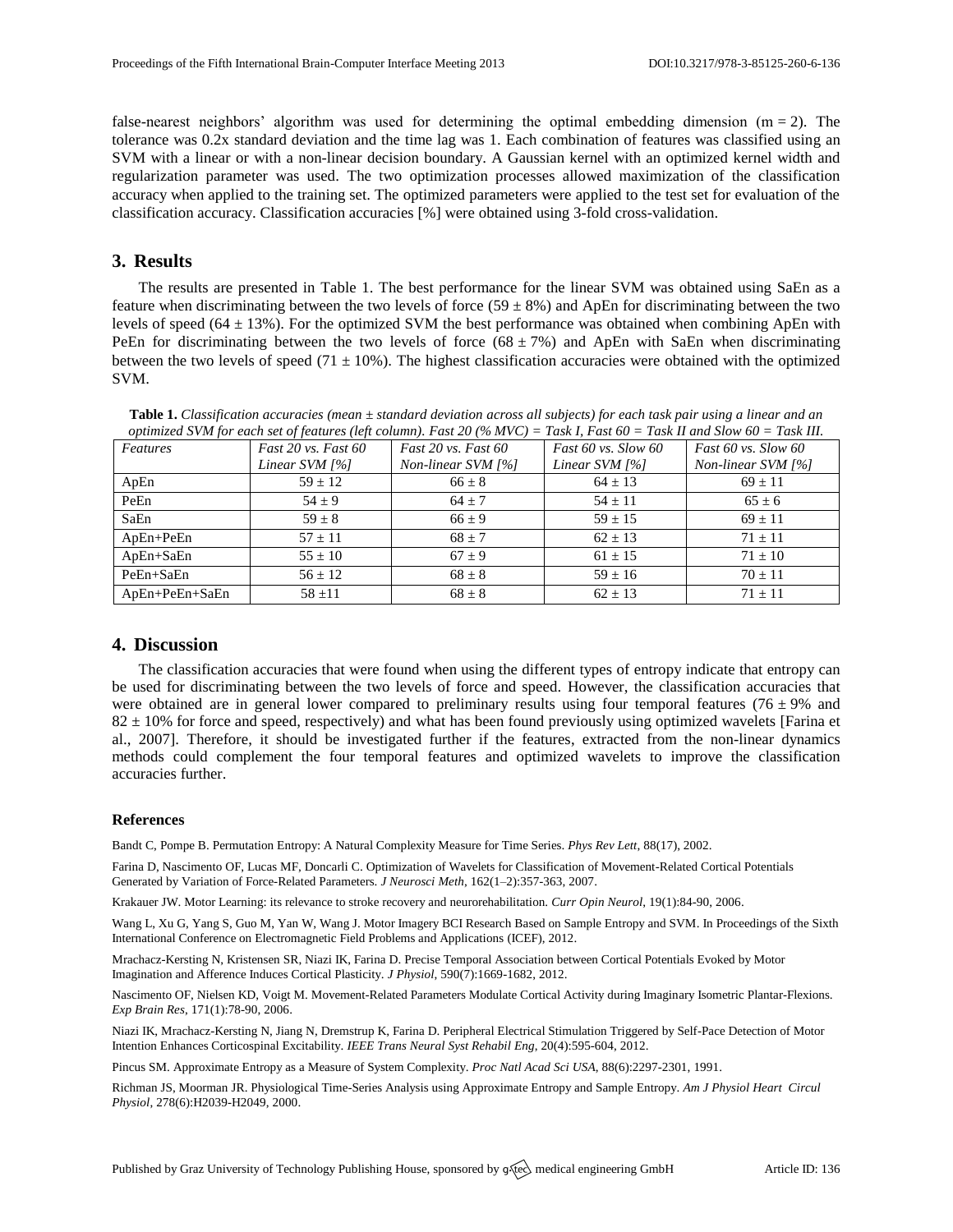false-nearest neighbors' algorithm was used for determining the optimal embedding dimension (m = 2). The tolerance was 0.2x standard deviation and the time lag was 1. Each combination of features was classified using an SVM with a linear or with a non-linear decision boundary. A Gaussian kernel with an optimized kernel width and regularization parameter was used. The two optimization processes allowed maximization of the classification accuracy when applied to the training set. The optimized parameters were applied to the test set for evaluation of the classification accuracy. Classification accuracies [%] were obtained using 3-fold cross-validation.

## 3. Results

The results are presented in Table 1. The best performance for the linear SVM was obtained using SaEn as a feature when discriminating between the two levels of force (59 ± 8%) and ApEn for discriminating between the two levels of speed (64 ± 13%). For the optimized SVM the best performance was obtained when combining ApEn with PeEn for discriminating between the two levels of force (68 ± 7%) and ApEn with SaEn when discriminating between the two levels of speed (71 ± 10%). The highest classification accuracies were obtained with the optimized SVM.

**Table 1.** *Classification accuracies (mean ± standard deviation across all subjects) for each task pair using a linear and an optimized SVM for each set of features (left column). Fast 20 (% MVC) = Task I, Fast 60 = Task II and Slow 60 = Task III.*

| *Features* | *Fast 20 vs. Fast 60 Linear SVM [%]* | *Fast 20 vs. Fast 60 Non-linear SVM [%]* | *Fast 60 vs. Slow 60 Linear SVM [%]* | *Fast 60 vs. Slow 60 Non-linear SVM [%]* |
|---|---|---|---|---|
| ApEn | 59 ± 12 | 66 ± 8 | 64 ± 13 | 69 ± 11 |
| PeEn | 54 ± 9 | 64 ± 7 | 54 ± 11 | 65 ± 6 |
| SaEn | 59 ± 8 | 66 ± 9 | 59 ± 15 | 69 ± 11 |
| ApEn+PeEn | 57 ± 11 | 68 ± 7 | 62 ± 13 | 71 ± 11 |
| ApEn+SaEn | 55 ± 10 | 67 ± 9 | 61 ± 15 | 71 ± 10 |
| PeEn+SaEn | 56 ± 12 | 68 ± 8 | 59 ± 16 | 70 ± 11 |
| ApEn+PeEn+SaEn | 58 ±11 | 68 ± 8 | 62 ± 13 | 71 ± 11 |

## 4. Discussion

The classification accuracies that were found when using the different types of entropy indicate that entropy can be used for discriminating between the two levels of force and speed. However, the classification accuracies that were obtained are in general lower compared to preliminary results using four temporal features (76 ± 9% and 82 ± 10% for force and speed, respectively) and what has been found previously using optimized wavelets [Farina et al., 2007]. Therefore, it should be investigated further if the features, extracted from the non-linear dynamics methods could complement the four temporal features and optimized wavelets to improve the classification accuracies further.

### References

Bandt C, Pompe B. Permutation Entropy: A Natural Complexity Measure for Time Series. *Phys Rev Lett*, 88(17), 2002.

Farina D, Nascimento OF, Lucas MF, Doncarli C. Optimization of Wavelets for Classification of Movement-Related Cortical Potentials Generated by Variation of Force-Related Parameters. *J Neurosci Meth*, 162(1–2):357-363, 2007.

Krakauer JW. Motor Learning: its relevance to stroke recovery and neurorehabilitation. *Curr Opin Neurol*, 19(1):84-90, 2006.

Wang L, Xu G, Yang S, Guo M, Yan W, Wang J. Motor Imagery BCI Research Based on Sample Entropy and SVM. In Proceedings of the Sixth International Conference on Electromagnetic Field Problems and Applications (ICEF), 2012.

Mrachacz-Kersting N, Kristensen SR, Niazi IK, Farina D. Precise Temporal Association between Cortical Potentials Evoked by Motor Imagination and Afference Induces Cortical Plasticity. *J Physiol*, 590(7):1669-1682, 2012.

Nascimento OF, Nielsen KD, Voigt M. Movement-Related Parameters Modulate Cortical Activity during Imaginary Isometric Plantar-Flexions. *Exp Brain Res*, 171(1):78-90, 2006.

Niazi IK, Mrachacz-Kersting N, Jiang N, Dremstrup K, Farina D. Peripheral Electrical Stimulation Triggered by Self-Pace Detection of Motor Intention Enhances Corticospinal Excitability. *IEEE Trans Neural Syst Rehabil Eng*, 20(4):595-604, 2012.

Pincus SM. Approximate Entropy as a Measure of System Complexity. *Proc Natl Acad Sci USA*, 88(6):2297-2301, 1991.

Richman JS, Moorman JR. Physiological Time-Series Analysis using Approximate Entropy and Sample Entropy. *Am J Physiol Heart Circul Physiol*, 278(6):H2039-H2049, 2000.